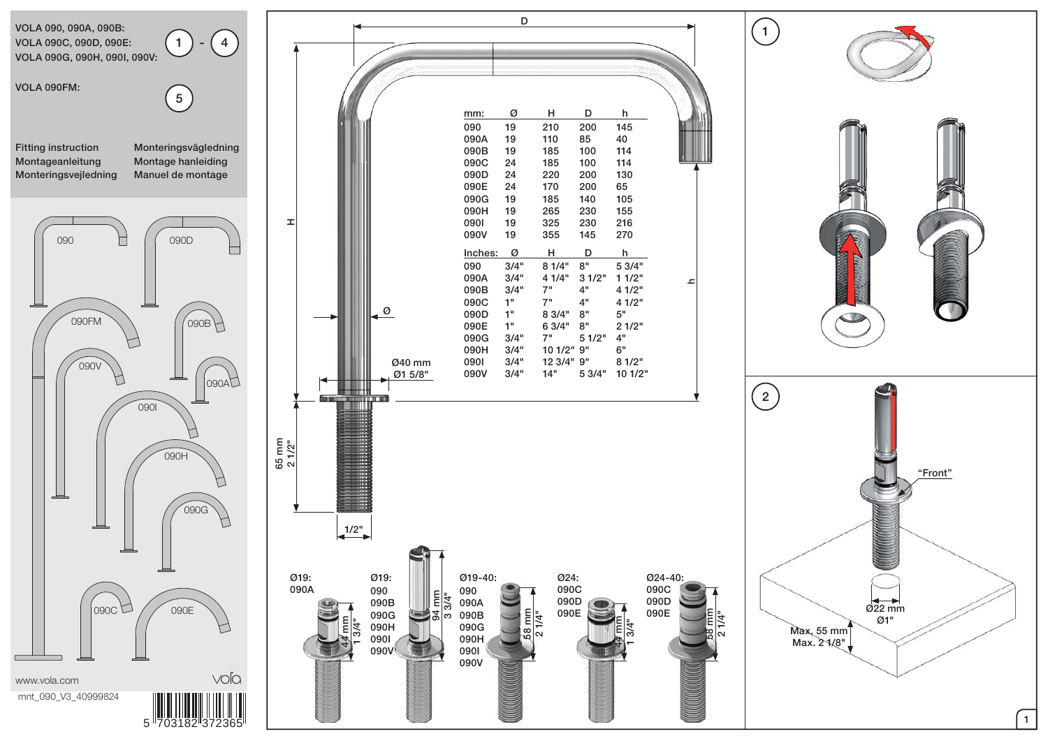VOLA 090, 090A, 090B: (1) - (4)
VOLA 090C, 090D, 090E:
VOLA 090G, 090H, 090I, 090V:

VOLA 090FM: (5)

| | |
|---|---|
| Fitting instruction | Monteringsvägledning |
| Montageanleitung | Montage hanleiding |
| Monteringsvejledning | Manuel de montage |

090, 090D, 090FM, 090B, 090V, 090A, 090I, 090H, 090G, 090C, 090E

www.vola.com

mnt_090_V3_40999824

| mm: | Ø | H | D | h |
|---|---|---|---|---|
| 090 | 19 | 210 | 200 | 145 |
| 090A | 19 | 110 | 85 | 40 |
| 090B | 19 | 185 | 100 | 114 |
| 090C | 24 | 185 | 100 | 114 |
| 090D | 24 | 220 | 200 | 130 |
| 090E | 24 | 170 | 200 | 65 |
| 090G | 19 | 185 | 140 | 105 |
| 090H | 19 | 265 | 230 | 155 |
| 090I | 19 | 325 | 230 | 216 |
| 090V | 19 | 355 | 145 | 270 |

| Inches: | Ø | H | D | h |
|---|---|---|---|---|
| 090 | 3/4" | 8 1/4" | 8" | 5 3/4" |
| 090A | 3/4" | 4 1/4" | 3 1/2" | 1 1/2" |
| 090B | 3/4" | 7" | 4" | 4 1/2" |
| 090C | 1" | 7" | 4" | 4 1/2" |
| 090D | 1" | 8 3/4" | 8" | 5" |
| 090E | 1" | 6 3/4" | 8" | 2 1/2" |
| 090G | 3/4" | 7" | 5 1/2" | 4" |
| 090H | 3/4" | 10 1/2" | 9" | 6" |
| 090I | 3/4" | 12 3/4" | 9" | 8 1/2" |
| 090V | 3/4" | 14" | 5 3/4" | 10 1/2" |

D, H, h, Ø, Ø40 mm Ø1 5/8", 65 mm 2 1/2", 1/2"

Ø19: 090A — 44 mm 1 3/4"

Ø19: 090, 090B, 090G, 090H, 090I, 090V — 94 mm 3 3/4"

Ø19-40: 090, 090A, 090B, 090G, 090H, 090I, 090V — 58 mm 2 1/4"

Ø24: 090C, 090D, 090E — 44 mm 1 3/4"

Ø24-40: 090C, 090D, 090E — 58 mm 2 1/4"

(1)

(2)

"Front"

Ø22 mm Ø1"

Max. 55 mm Max. 2 1/8"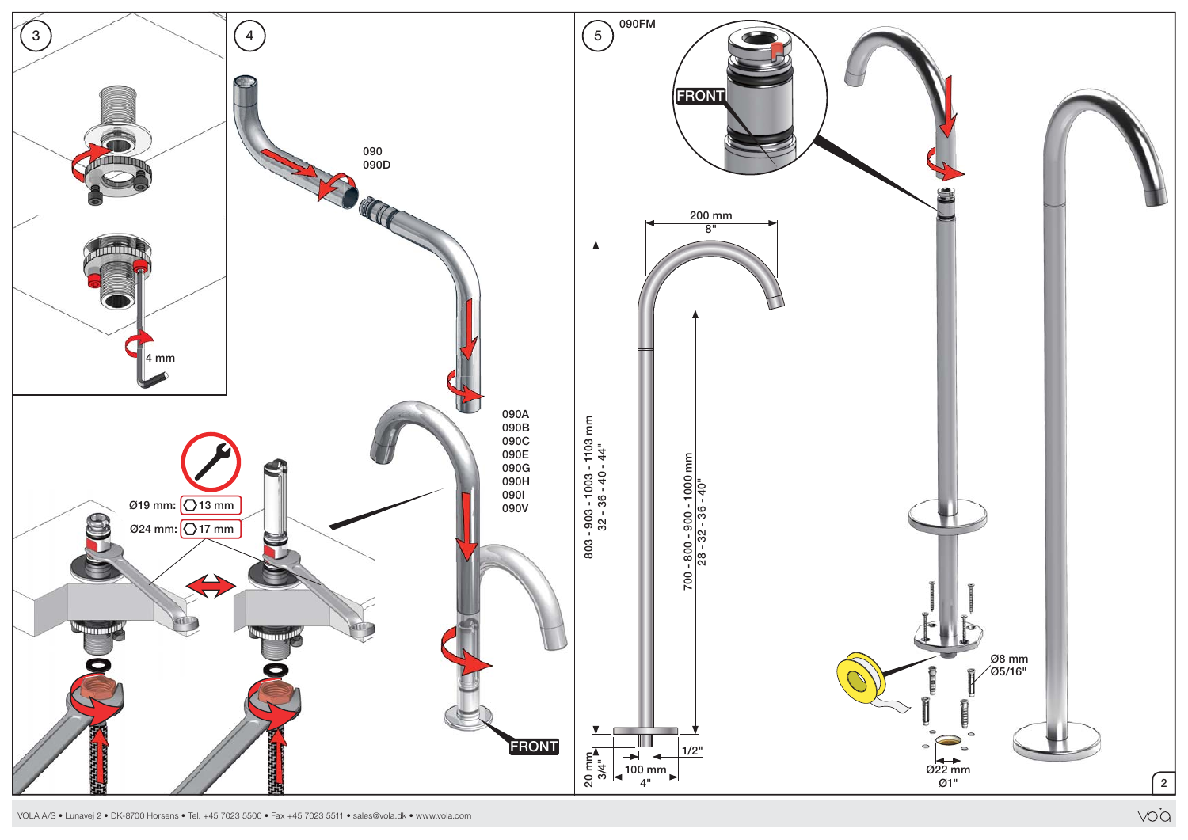3

4 mm

4

090
090D

090A
090B
090C
090E
090G
090H
090I
090V

FRONT

Ø19 mm: 13 mm

Ø24 mm: 17 mm

5

090FM

FRONT

200 mm
8"

803 - 903 - 1003 - 1103 mm
32 - 36 - 40 - 44"

700 - 800 - 900 - 1000 mm
28 - 32 - 36 - 40"

20 mm
3/4"

100 mm
4"

1/2"

Ø8 mm
Ø5/16"

Ø22 mm
Ø1"

VOLA A/S • Lunavej 2 • DK-8700 Horsens • Tel. +45 7023 5500 • Fax +45 7023 5511 • sales@vola.dk • www.vola.com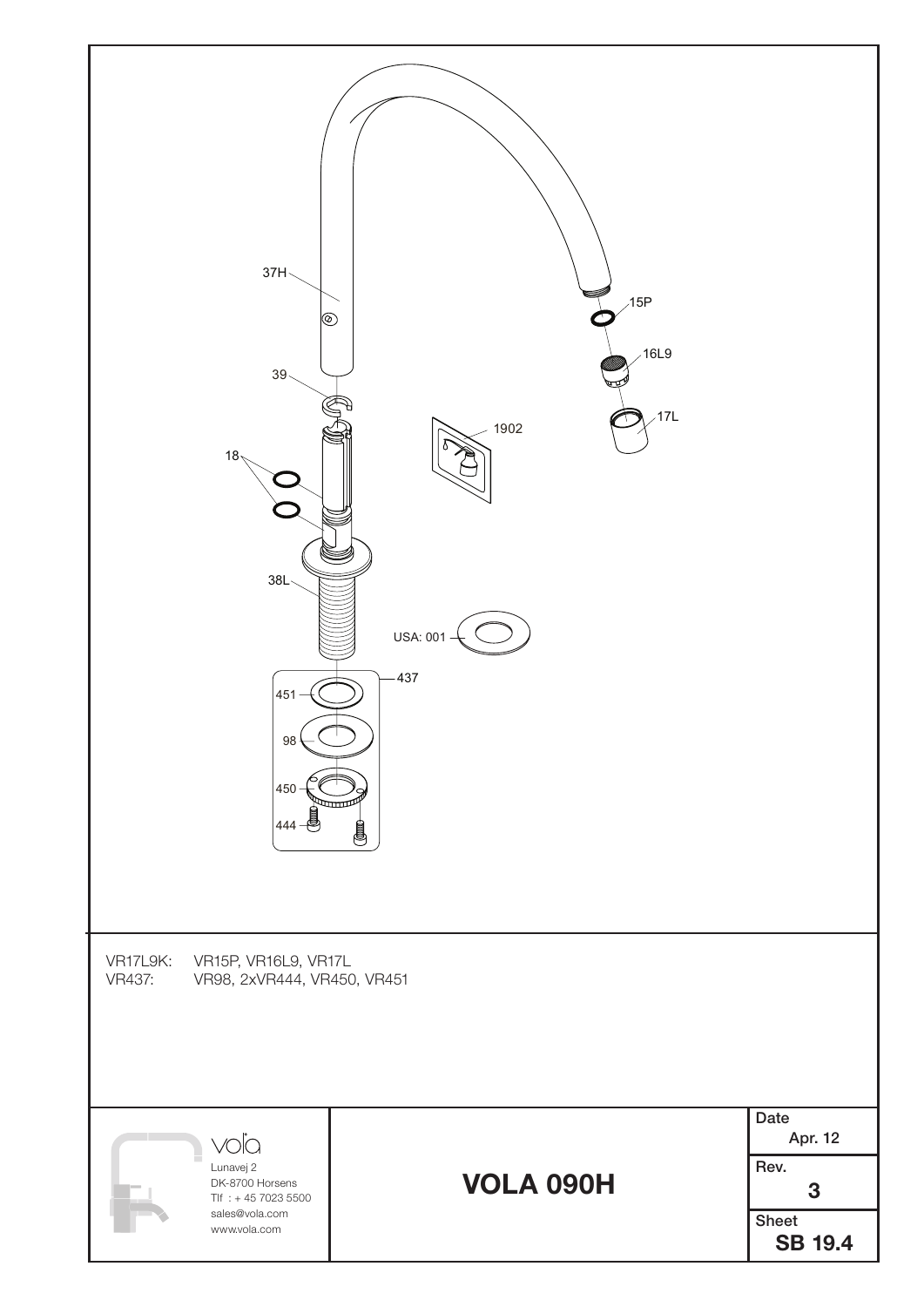37H

15P

16L9

39

1902

17L

18

38L

USA: 001

437

451

98

450

444

VR17L9K: VR15P, VR16L9, VR17L
VR437: VR98, 2xVR444, VR450, VR451

vola
Lunavej 2
DK-8700 Horsens
Tlf : + 45 7023 5500
sales@vola.com
www.vola.com

**VOLA 090H**

| | |
|---|---|
| Date | **Apr. 12** |
| Rev. | **3** |
| Sheet | **SB 19.4** |